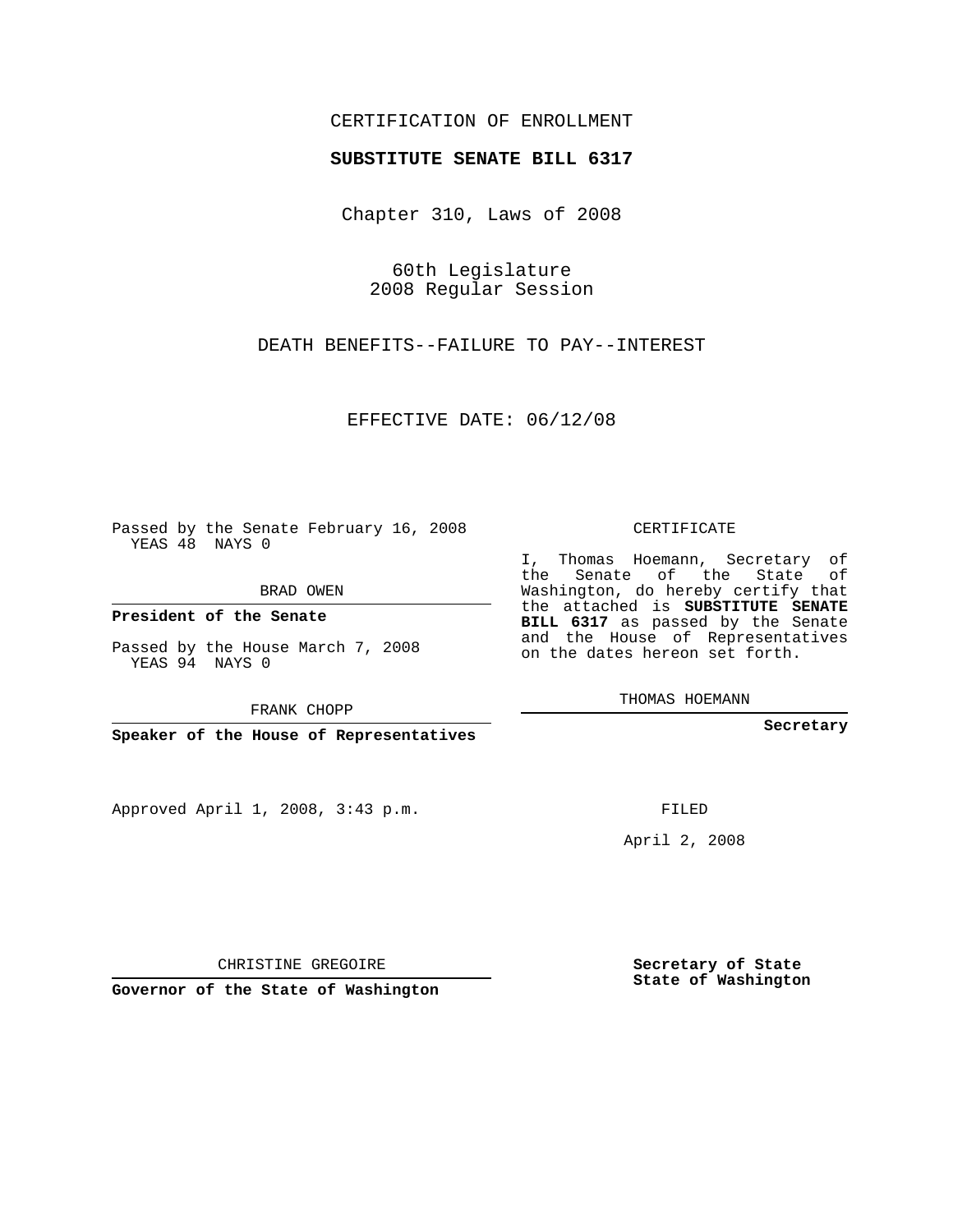CERTIFICATION OF ENROLLMENT

**SUBSTITUTE SENATE BILL 6317**

Chapter 310, Laws of 2008

60th Legislature
2008 Regular Session

DEATH BENEFITS--FAILURE TO PAY--INTEREST

EFFECTIVE DATE: 06/12/08

Passed by the Senate February 16, 2008
YEAS 48 NAYS 0

BRAD OWEN

**President of the Senate**

Passed by the House March 7, 2008
YEAS 94 NAYS 0

FRANK CHOPP

**Speaker of the House of Representatives**

CERTIFICATE

I, Thomas Hoemann, Secretary of the Senate of the State of Washington, do hereby certify that the attached is **SUBSTITUTE SENATE BILL 6317** as passed by the Senate and the House of Representatives on the dates hereon set forth.

THOMAS HOEMANN

**Secretary**

Approved April 1, 2008, 3:43 p.m.

FILED

April 2, 2008

CHRISTINE GREGOIRE

**Governor of the State of Washington**

**Secretary of State**
**State of Washington**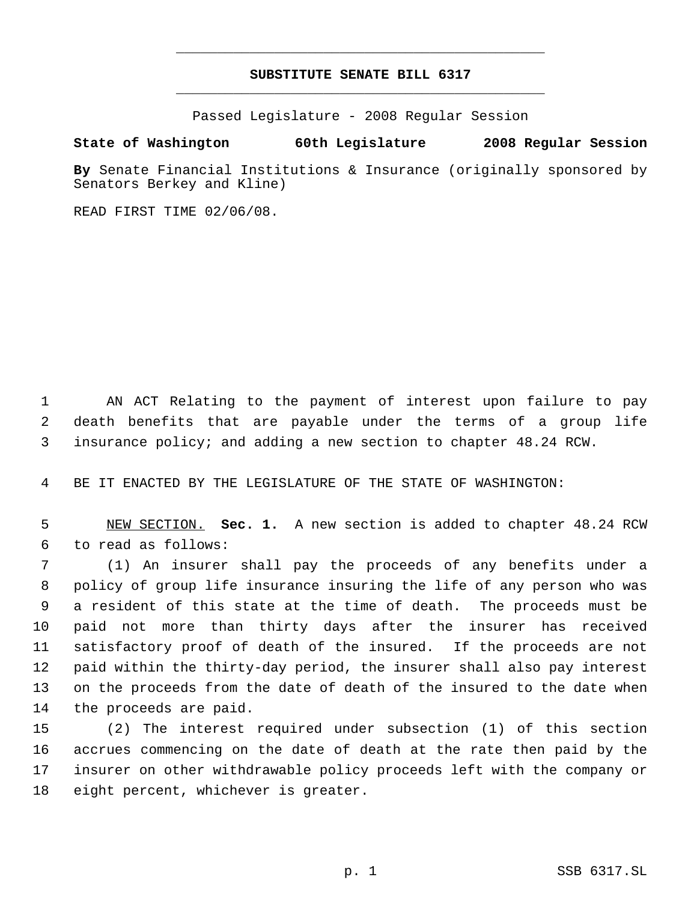# SUBSTITUTE SENATE BILL 6317

Passed Legislature - 2008 Regular Session

**State of Washington 60th Legislature 2008 Regular Session**

**By** Senate Financial Institutions & Insurance (originally sponsored by Senators Berkey and Kline)

READ FIRST TIME 02/06/08.

AN ACT Relating to the payment of interest upon failure to pay death benefits that are payable under the terms of a group life insurance policy; and adding a new section to chapter 48.24 RCW.

BE IT ENACTED BY THE LEGISLATURE OF THE STATE OF WASHINGTON:

NEW SECTION. **Sec. 1.** A new section is added to chapter 48.24 RCW to read as follows:

(1) An insurer shall pay the proceeds of any benefits under a policy of group life insurance insuring the life of any person who was a resident of this state at the time of death. The proceeds must be paid not more than thirty days after the insurer has received satisfactory proof of death of the insured. If the proceeds are not paid within the thirty-day period, the insurer shall also pay interest on the proceeds from the date of death of the insured to the date when the proceeds are paid.

(2) The interest required under subsection (1) of this section accrues commencing on the date of death at the rate then paid by the insurer on other withdrawable policy proceeds left with the company or eight percent, whichever is greater.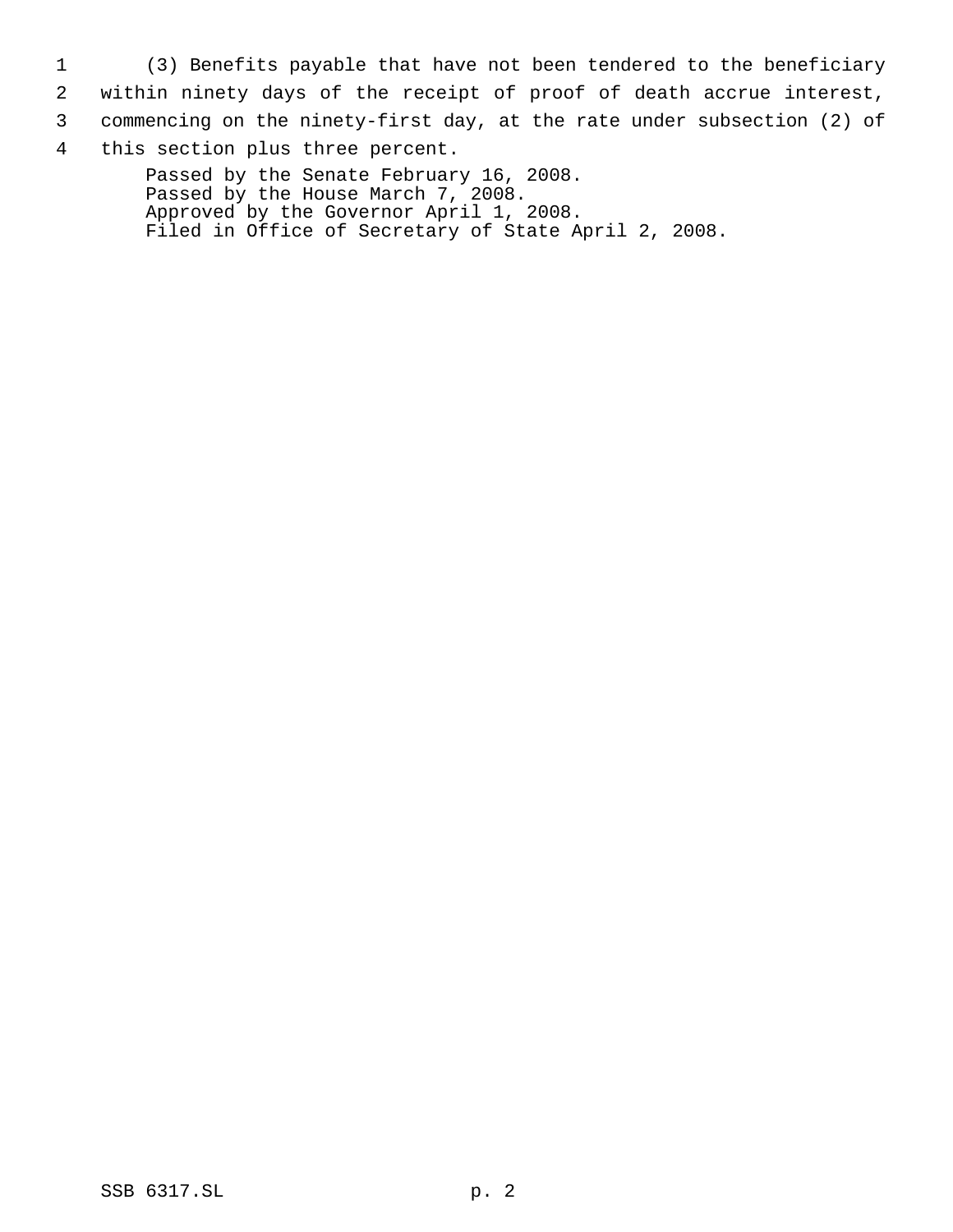(3) Benefits payable that have not been tendered to the beneficiary within ninety days of the receipt of proof of death accrue interest, commencing on the ninety-first day, at the rate under subsection (2) of this section plus three percent.

Passed by the Senate February 16, 2008.
Passed by the House March 7, 2008.
Approved by the Governor April 1, 2008.
Filed in Office of Secretary of State April 2, 2008.